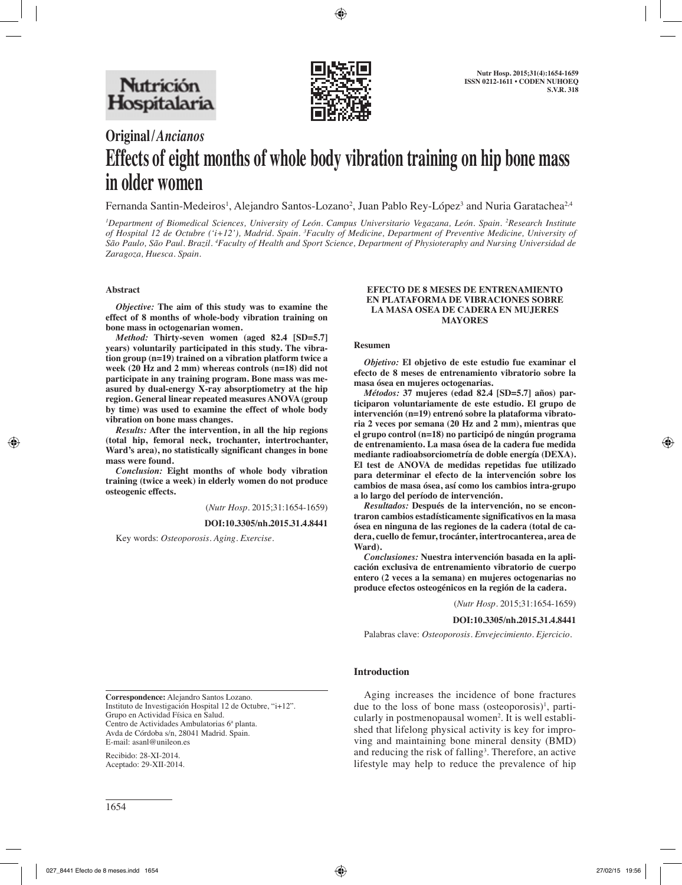# Original/*Ancianos*

# Effects of eight months of whole body vibration training on hip bone mass in older women

Fernanda Santin-Medeiros[1], Alejandro Santos-Lozano[2], Juan Pablo Rey-López[3] and Nuria Garatachea[2,4]

[1]*Department of Biomedical Sciences, University of León. Campus Universitario Vegazana, León. Spain.* [2]*Research Institute of Hospital 12 de Octubre ('i+12'), Madrid. Spain.* [3]*Faculty of Medicine, Department of Preventive Medicine, University of São Paulo, São Paul. Brazil.* [4]*Faculty of Health and Sport Science, Department of Physioteraphy and Nursing Universidad de Zaragoza, Huesca. Spain.*

### Abstract

***Objective:*** **The aim of this study was to examine the effect of 8 months of whole-body vibration training on bone mass in octogenarian women.**

***Method:*** **Thirty-seven women (aged 82.4 [SD=5.7] years) voluntarily participated in this study. The vibration group (n=19) trained on a vibration platform twice a week (20 Hz and 2 mm) whereas controls (n=18) did not participate in any training program. Bone mass was measured by dual-energy X-ray absorptiometry at the hip region. General linear repeated measures ANOVA (group by time) was used to examine the effect of whole body vibration on bone mass changes.**

***Results:*** **After the intervention, in all the hip regions (total hip, femoral neck, trochanter, intertrochanter, Ward's area), no statistically significant changes in bone mass were found.**

***Conclusion:*** **Eight months of whole body vibration training (twice a week) in elderly women do not produce osteogenic effects.**

(*Nutr Hosp*. 2015;31:1654-1659)

**DOI:10.3305/nh.2015.31.4.8441**

Key words: *Osteoporosis. Aging. Exercise.*

### EFECTO DE 8 MESES DE ENTRENAMIENTO EN PLATAFORMA DE VIBRACIONES SOBRE LA MASA OSEA DE CADERA EN MUJERES MAYORES

### Resumen

***Objetivo:*** **El objetivo de este estudio fue examinar el efecto de 8 meses de entrenamiento vibratorio sobre la masa ósea en mujeres octogenarias.**

***Métodos:*** **37 mujeres (edad 82.4 [SD=5.7] años) participaron voluntariamente de este estudio. El grupo de intervención (n=19) entrenó sobre la plataforma vibratoria 2 veces por semana (20 Hz and 2 mm), mientras que el grupo control (n=18) no participó de ningún programa de entrenamiento. La masa ósea de la cadera fue medida mediante radioabsorciometría de doble energía (DEXA). El test de ANOVA de medidas repetidas fue utilizado para determinar el efecto de la intervención sobre los cambios de masa ósea, así como los cambios intra-grupo a lo largo del período de intervención.**

***Resultados:*** **Después de la intervención, no se encontraron cambios estadísticamente significativos en la masa ósea en ninguna de las regiones de la cadera (total de cadera, cuello de femur, trocánter, intertrocanterea, area de Ward).**

***Conclusiones:*** **Nuestra intervención basada en la aplicación exclusiva de entrenamiento vibratorio de cuerpo entero (2 veces a la semana) en mujeres octogenarias no produce efectos osteogénicos en la región de la cadera.**

(*Nutr Hosp*. 2015;31:1654-1659)

**DOI:10.3305/nh.2015.31.4.8441**

Palabras clave: *Osteoporosis. Envejecimiento. Ejercicio.*

## Introduction

Aging increases the incidence of bone fractures due to the loss of bone mass (osteoporosis)[1], particularly in postmenopausal women[2]. It is well established that lifelong physical activity is key for improving and maintaining bone mineral density (BMD) and reducing the risk of falling[3]. Therefore, an active lifestyle may help to reduce the prevalence of hip

**Correspondence:** Alejandro Santos Lozano.
Instituto de Investigación Hospital 12 de Octubre, "i+12".
Grupo en Actividad Física en Salud.
Centro de Actividades Ambulatorias 6ª planta.
Avda de Córdoba s/n, 28041 Madrid. Spain.
E-mail: asanl@unileon.es

Recibido: 28-XI-2014.
Aceptado: 29-XII-2014.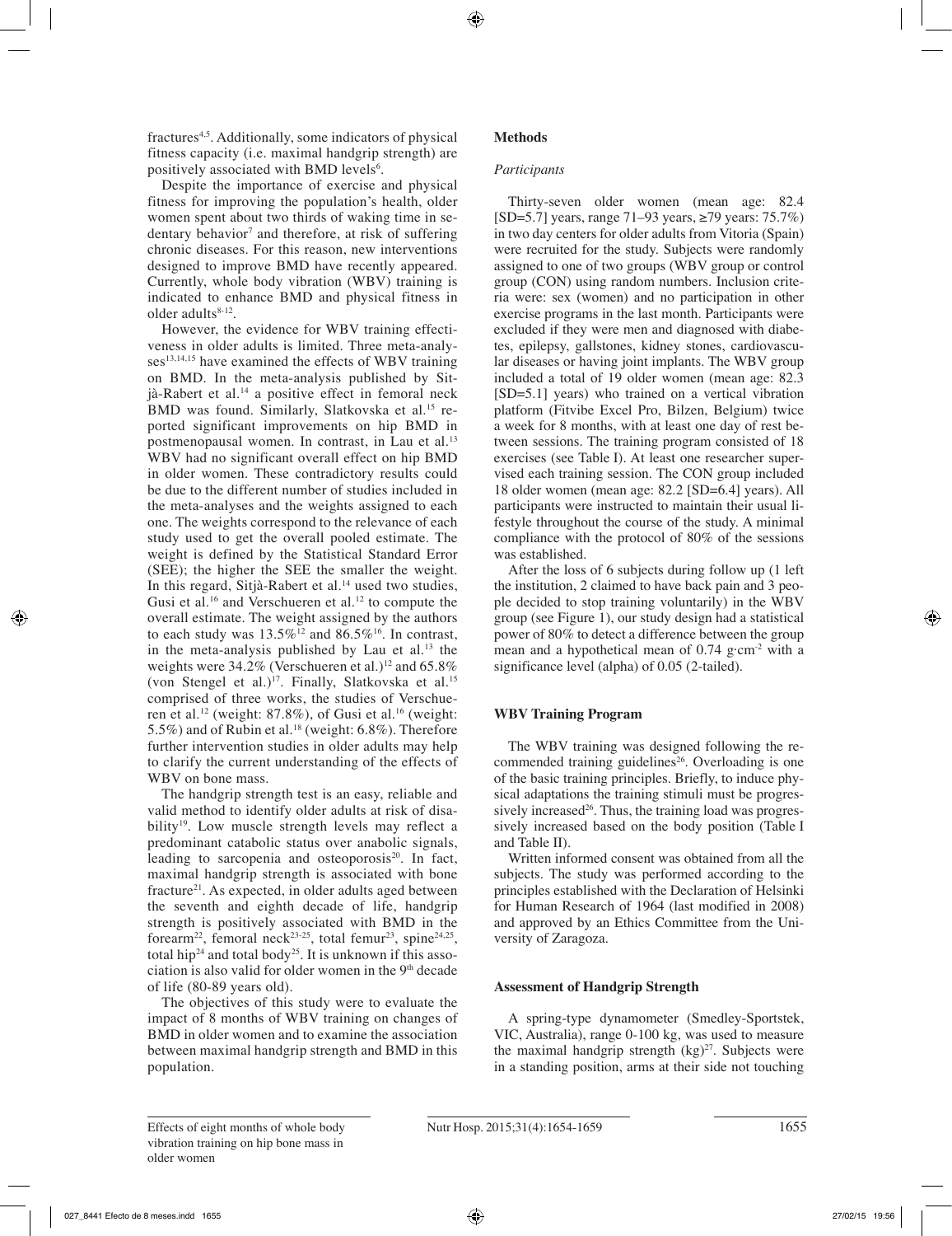fractures[4,5]. Additionally, some indicators of physical fitness capacity (i.e. maximal handgrip strength) are positively associated with BMD levels[6].

Despite the importance of exercise and physical fitness for improving the population's health, older women spent about two thirds of waking time in sedentary behavior[7] and therefore, at risk of suffering chronic diseases. For this reason, new interventions designed to improve BMD have recently appeared. Currently, whole body vibration (WBV) training is indicated to enhance BMD and physical fitness in older adults[8-12].

However, the evidence for WBV training effectiveness in older adults is limited. Three meta-analyses[13,14,15] have examined the effects of WBV training on BMD. In the meta-analysis published by Sitjà-Rabert et al.[14] a positive effect in femoral neck BMD was found. Similarly, Slatkovska et al.[15] reported significant improvements on hip BMD in postmenopausal women. In contrast, in Lau et al.[13] WBV had no significant overall effect on hip BMD in older women. These contradictory results could be due to the different number of studies included in the meta-analyses and the weights assigned to each one. The weights correspond to the relevance of each study used to get the overall pooled estimate. The weight is defined by the Statistical Standard Error (SEE); the higher the SEE the smaller the weight. In this regard, Sitjà-Rabert et al.[14] used two studies, Gusi et al.[16] and Verschueren et al.[12] to compute the overall estimate. The weight assigned by the authors to each study was 13.5%[12] and 86.5%[16]. In contrast, in the meta-analysis published by Lau et al.[13] the weights were 34.2% (Verschueren et al.)[12] and 65.8% (von Stengel et al.)[17]. Finally, Slatkovska et al.[15] comprised of three works, the studies of Verschueren et al.[12] (weight: 87.8%), of Gusi et al.[16] (weight: 5.5%) and of Rubin et al.[18] (weight: 6.8%). Therefore further intervention studies in older adults may help to clarify the current understanding of the effects of WBV on bone mass.

The handgrip strength test is an easy, reliable and valid method to identify older adults at risk of disability[19]. Low muscle strength levels may reflect a predominant catabolic status over anabolic signals, leading to sarcopenia and osteoporosis[20]. In fact, maximal handgrip strength is associated with bone fracture[21]. As expected, in older adults aged between the seventh and eighth decade of life, handgrip strength is positively associated with BMD in the forearm[22], femoral neck[23-25], total femur[23], spine[24,25], total hip[24] and total body[25]. It is unknown if this association is also valid for older women in the 9th decade of life (80-89 years old).

The objectives of this study were to evaluate the impact of 8 months of WBV training on changes of BMD in older women and to examine the association between maximal handgrip strength and BMD in this population.

## Methods

### *Participants*

Thirty-seven older women (mean age: 82.4 [SD=5.7] years, range 71–93 years, ≥79 years: 75.7%) in two day centers for older adults from Vitoria (Spain) were recruited for the study. Subjects were randomly assigned to one of two groups (WBV group or control group (CON) using random numbers. Inclusion criteria were: sex (women) and no participation in other exercise programs in the last month. Participants were excluded if they were men and diagnosed with diabetes, epilepsy, gallstones, kidney stones, cardiovascular diseases or having joint implants. The WBV group included a total of 19 older women (mean age: 82.3 [SD=5.1] years) who trained on a vertical vibration platform (Fitvibe Excel Pro, Bilzen, Belgium) twice a week for 8 months, with at least one day of rest between sessions. The training program consisted of 18 exercises (see Table I). At least one researcher supervised each training session. The CON group included 18 older women (mean age: 82.2 [SD=6.4] years). All participants were instructed to maintain their usual lifestyle throughout the course of the study. A minimal compliance with the protocol of 80% of the sessions was established.

After the loss of 6 subjects during follow up (1 left the institution, 2 claimed to have back pain and 3 people decided to stop training voluntarily) in the WBV group (see Figure 1), our study design had a statistical power of 80% to detect a difference between the group mean and a hypothetical mean of 0.74 $g \cdot cm^{-2}$ with a significance level (alpha) of 0.05 (2-tailed).

## WBV Training Program

The WBV training was designed following the recommended training guidelines[26]. Overloading is one of the basic training principles. Briefly, to induce physical adaptations the training stimuli must be progressively increased[26]. Thus, the training load was progressively increased based on the body position (Table I and Table II).

Written informed consent was obtained from all the subjects. The study was performed according to the principles established with the Declaration of Helsinki for Human Research of 1964 (last modified in 2008) and approved by an Ethics Committee from the University of Zaragoza.

## Assessment of Handgrip Strength

A spring-type dynamometer (Smedley-Sportstek, VIC, Australia), range 0-100 kg, was used to measure the maximal handgrip strength (kg)[27]. Subjects were in a standing position, arms at their side not touching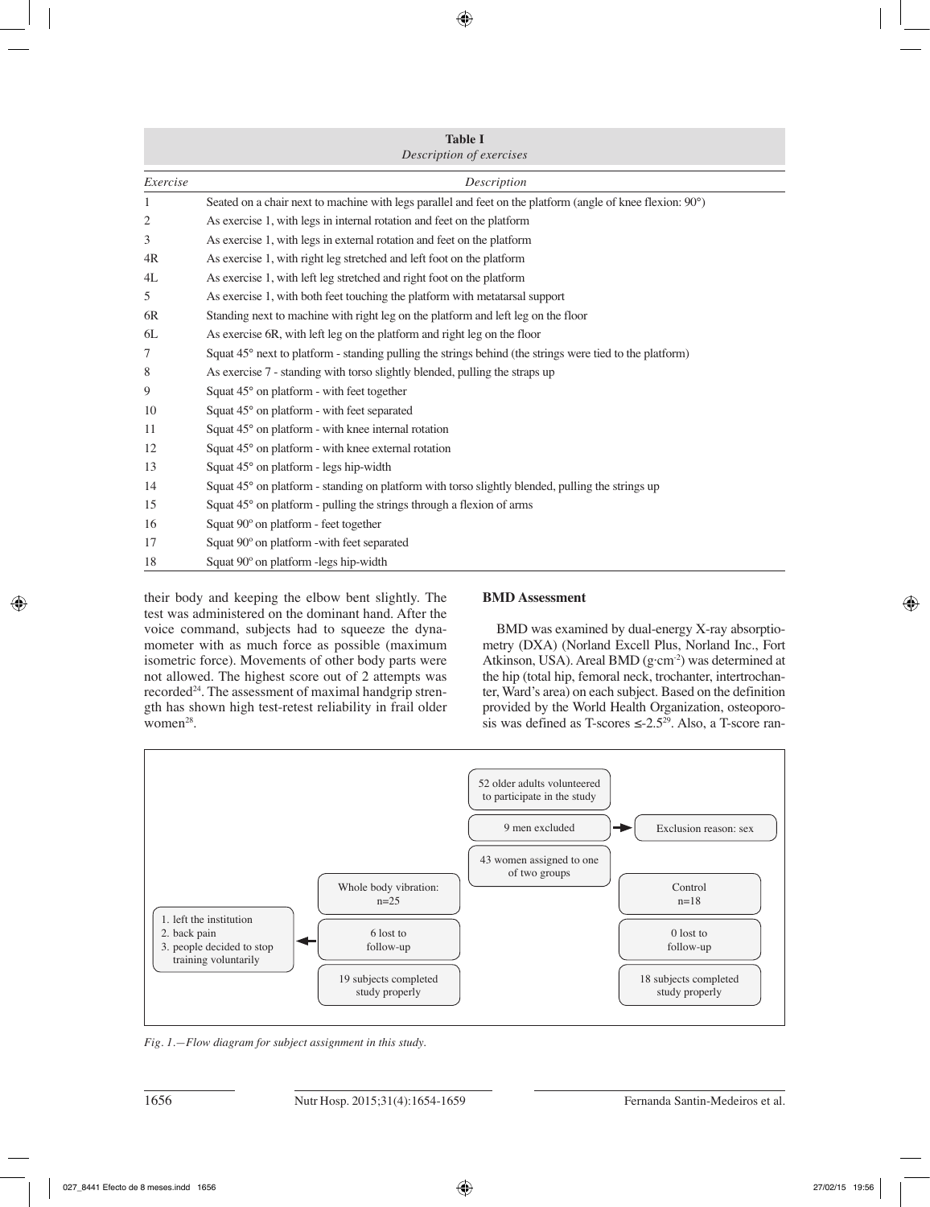**Table I**
*Description of exercises*

| *Exercise* | *Description* |
|---|---|
| 1 | Seated on a chair next to machine with legs parallel and feet on the platform (angle of knee flexion: 90°) |
| 2 | As exercise 1, with legs in internal rotation and feet on the platform |
| 3 | As exercise 1, with legs in external rotation and feet on the platform |
| 4R | As exercise 1, with right leg stretched and left foot on the platform |
| 4L | As exercise 1, with left leg stretched and right foot on the platform |
| 5 | As exercise 1, with both feet touching the platform with metatarsal support |
| 6R | Standing next to machine with right leg on the platform and left leg on the floor |
| 6L | As exercise 6R, with left leg on the platform and right leg on the floor |
| 7 | Squat 45° next to platform - standing pulling the strings behind (the strings were tied to the platform) |
| 8 | As exercise 7 - standing with torso slightly blended, pulling the straps up |
| 9 | Squat 45° on platform - with feet together |
| 10 | Squat 45° on platform - with feet separated |
| 11 | Squat 45° on platform - with knee internal rotation |
| 12 | Squat 45° on platform - with knee external rotation |
| 13 | Squat 45° on platform - legs hip-width |
| 14 | Squat 45° on platform - standing on platform with torso slightly blended, pulling the strings up |
| 15 | Squat 45° on platform - pulling the strings through a flexion of arms |
| 16 | Squat 90º on platform - feet together |
| 17 | Squat 90º on platform -with feet separated |
| 18 | Squat 90º on platform -legs hip-width |

their body and keeping the elbow bent slightly. The test was administered on the dominant hand. After the voice command, subjects had to squeeze the dynamometer with as much force as possible (maximum isometric force). Movements of other body parts were not allowed. The highest score out of 2 attempts was recorded[24]. The assessment of maximal handgrip strength has shown high test-retest reliability in frail older women[28].

**BMD Assessment**

BMD was examined by dual-energy X-ray absorptiometry (DXA) (Norland Excell Plus, Norland Inc., Fort Atkinson, USA). Areal BMD ($g \cdot cm^{-2}$) was determined at the hip (total hip, femoral neck, trochanter, intertrochanter, Ward's area) on each subject. Based on the definition provided by the World Health Organization, osteoporosis was defined as T-scores ≤-2.5[29]. Also, a T-score ran-

52 older adults volunteered to participate in the study

9 men excluded → Exclusion reason: sex

43 women assigned to one of two groups

| Whole body vibration: n=25 | Control n=18 |
|---|---|
| 6 lost to follow-up (1. left the institution; 2. back pain; 3. people decided to stop training voluntarily) | 0 lost to follow-up |
| 19 subjects completed study properly | 18 subjects completed study properly |

*Fig. 1.—Flow diagram for subject assignment in this study.*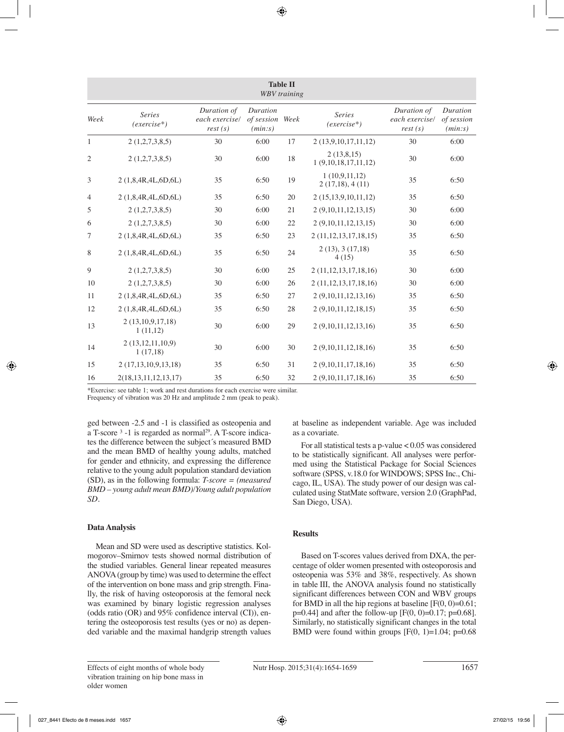**Table II**
*WBV training*

| Week | Series (exercise*) | Duration of each exercise/ rest (s) | Duration of session (min:s) | Week | Series (exercise*) | Duration of each exercise/ rest (s) | Duration of session (min:s) |
|---|---|---|---|---|---|---|---|
| 1 | 2 (1,2,7,3,8,5) | 30 | 6:00 | 17 | 2 (13,9,10,17,11,12) | 30 | 6:00 |
| 2 | 2 (1,2,7,3,8,5) | 30 | 6:00 | 18 | 2 (13,8,15) 1 (9,10,18,17,11,12) | 30 | 6:00 |
| 3 | 2 (1,8,4R,4L,6D,6L) | 35 | 6:50 | 19 | 1 (10,9,11,12) 2 (17,18), 4 (11) | 35 | 6:50 |
| 4 | 2 (1,8,4R,4L,6D,6L) | 35 | 6:50 | 20 | 2 (15,13,9,10,11,12) | 35 | 6:50 |
| 5 | 2 (1,2,7,3,8,5) | 30 | 6:00 | 21 | 2 (9,10,11,12,13,15) | 30 | 6:00 |
| 6 | 2 (1,2,7,3,8,5) | 30 | 6:00 | 22 | 2 (9,10,11,12,13,15) | 30 | 6:00 |
| 7 | 2 (1,8,4R,4L,6D,6L) | 35 | 6:50 | 23 | 2 (11,12,13,17,18,15) | 35 | 6:50 |
| 8 | 2 (1,8,4R,4L,6D,6L) | 35 | 6:50 | 24 | 2 (13), 3 (17,18) 4 (15) | 35 | 6:50 |
| 9 | 2 (1,2,7,3,8,5) | 30 | 6:00 | 25 | 2 (11,12,13,17,18,16) | 30 | 6:00 |
| 10 | 2 (1,2,7,3,8,5) | 30 | 6:00 | 26 | 2 (11,12,13,17,18,16) | 30 | 6:00 |
| 11 | 2 (1,8,4R,4L,6D,6L) | 35 | 6:50 | 27 | 2 (9,10,11,12,13,16) | 35 | 6:50 |
| 12 | 2 (1,8,4R,4L,6D,6L) | 35 | 6:50 | 28 | 2 (9,10,11,12,18,15) | 35 | 6:50 |
| 13 | 2 (13,10,9,17,18) 1 (11,12) | 30 | 6:00 | 29 | 2 (9,10,11,12,13,16) | 35 | 6:50 |
| 14 | 2 (13,12,11,10,9) 1 (17,18) | 30 | 6:00 | 30 | 2 (9,10,11,12,18,16) | 35 | 6:50 |
| 15 | 2 (17,13,10,9,13,18) | 35 | 6:50 | 31 | 2 (9,10,11,17,18,16) | 35 | 6:50 |
| 16 | 2(18,13,11,12,13,17) | 35 | 6:50 | 32 | 2 (9,10,11,17,18,16) | 35 | 6:50 |

*Exercise: see table 1; work and rest durations for each exercise were similar.
Frequency of vibration was 20 Hz and amplitude 2 mm (peak to peak).

ged between -2.5 and -1 is classified as osteopenia and a T-score $\geq$ -1 is regarded as normal[29]. A T-score indicates the difference between the subject´s measured BMD and the mean BMD of healthy young adults, matched for gender and ethnicity, and expressing the difference relative to the young adult population standard deviation (SD), as in the following formula: *T-score = (measured BMD – young adult mean BMD)/Young adult population SD*.

### Data Analysis

Mean and SD were used as descriptive statistics. Kolmogorov–Smirnov tests showed normal distribution of the studied variables. General linear repeated measures ANOVA (group by time) was used to determine the effect of the intervention on bone mass and grip strength. Finally, the risk of having osteoporosis at the femoral neck was examined by binary logistic regression analyses (odds ratio (OR) and 95% confidence interval (CI)), entering the osteoporosis test results (yes or no) as depended variable and the maximal handgrip strength values at baseline as independent variable. Age was included as a covariate.

For all statistical tests a p-value < 0.05 was considered to be statistically significant. All analyses were performed using the Statistical Package for Social Sciences software (SPSS, v.18.0 for WINDOWS; SPSS Inc., Chicago, IL, USA). The study power of our design was calculated using StatMate software, version 2.0 (GraphPad, San Diego, USA).

### Results

Based on T-scores values derived from DXA, the percentage of older women presented with osteoporosis and osteopenia was 53% and 38%, respectively. As shown in table III, the ANOVA analysis found no statistically significant differences between CON and WBV groups for BMD in all the hip regions at baseline [$F(0, 0)=0.61$; $p=0.44$] and after the follow-up [$F(0, 0)=0.17$; $p=0.68$]. Similarly, no statistically significant changes in the total BMD were found within groups [$F(0, 1)=1.04$; $p=0.68$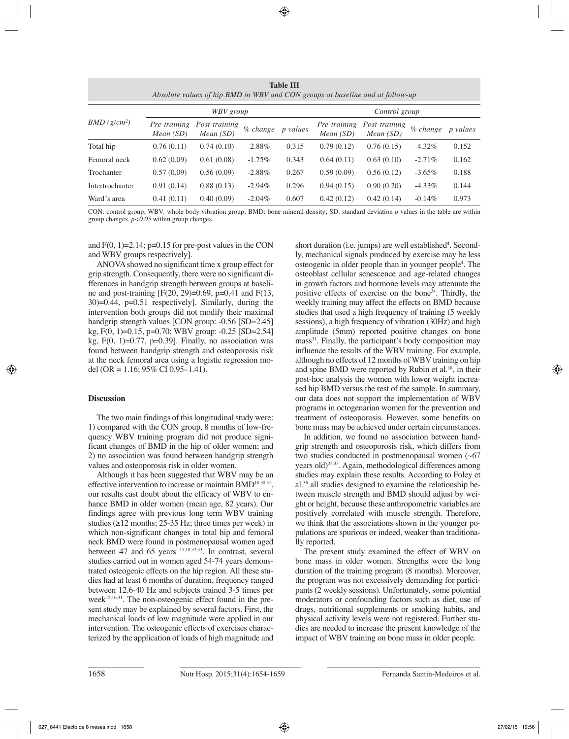**Table III**
*Absolute values of hip BMD in WBV and CON groups at baseline and at follow-up*

| BMD ($g/cm^2$) | WBV group | | | | Control group | | | |
|---|---|---|---|---|---|---|---|---|
| | *Pre-training Mean (SD)* | *Post-training Mean (SD)* | *% change* | *p values* | *Pre-training Mean (SD)* | *Post-training Mean (SD)* | *% change* | *p values* |
| Total hip | 0.76 (0.11) | 0.74 (0.10) | -2.88% | 0.315 | 0.79 (0.12) | 0.76 (0.15) | -4.32% | 0.152 |
| Femoral neck | 0.62 (0.09) | 0.61 (0.08) | -1.75% | 0.343 | 0.64 (0.11) | 0.63 (0.10) | -2.71% | 0.162 |
| Trochanter | 0.57 (0.09) | 0.56 (0.09) | -2.88% | 0.267 | 0.59 (0.09) | 0.56 (0.12) | -3.65% | 0.188 |
| Intertrochanter | 0.91 (0.14) | 0.88 (0.13) | -2.94% | 0.296 | 0.94 (0.15) | 0.90 (0.20) | -4.33% | 0.144 |
| Ward´s area | 0.41 (0.11) | 0.40 (0.09) | -2.04% | 0.607 | 0.42 (0.12) | 0.42 (0.14) | -0.14% | 0.973 |

CON: control group; WBV: whole body vibration group; BMD: bone mineral density; SD: standard deviation *p* values in the table are within group changes. $p<0.05$ within group changes.

and $F(0, 1)=2.14$; $p=0.15$ for pre-post values in the CON and WBV groups respectively].

ANOVA showed no significant time x group effect for grip strength. Consequently, there were no significant differences in handgrip strength between groups at baseline and post-training [$F(20, 29)=0.69$, $p=0.41$ and $F(13, 30)=0.44$, $p=0.51$ respectively]. Similarly, during the intervention both groups did not modify their maximal handgrip strength values [CON group: -0.56 [SD=2.45] kg, $F(0, 1)=0.15$, $p=0.70$; WBV group: -0.25 [SD=2.54] kg, $F(0, 1)=0.77$, $p=0.39$]. Finally, no association was found between handgrip strength and osteoporosis risk at the neck femoral area using a logistic regression model (OR = 1.16; 95% CI 0.95–1.41).

## Discussion

The two main findings of this longitudinal study were: 1) compared with the CON group, 8 months of low-frequency WBV training program did not produce significant changes of BMD in the hip of older women; and 2) no association was found between handgrip strength values and osteoporosis risk in older women.

Although it has been suggested that WBV may be an effective intervention to increase or maintain BMD[18,30,31], our results cast doubt about the efficacy of WBV to enhance BMD in older women (mean age, 82 years). Our findings agree with previous long term WBV training studies (≥12 months; 25-35 Hz; three times per week) in which non-significant changes in total hip and femoral neck BMD were found in postmenopausal women aged between 47 and 65 years [17,18,32,33]. In contrast, several studies carried out in women aged 54-74 years demonstrated osteogenic effects on the hip region. All these studies had at least 6 months of duration, frequency ranged between 12.6-40 Hz and subjects trained 3-5 times per week[12,16,31]. The non-osteogenic effect found in the present study may be explained by several factors. First, the mechanical loads of low magnitude were applied in our intervention. The osteogenic effects of exercises characterized by the application of loads of high magnitude and short duration (i.e. jumps) are well established[4]. Secondly, mechanical signals produced by exercise may be less osteogenic in older people than in younger people[4]. The osteoblast cellular senescence and age-related changes in growth factors and hormone levels may attenuate the positive effects of exercise on the bone[34]. Thirdly, the weekly training may affect the effects on BMD because studies that used a high frequency of training (5 weekly sessions), a high frequency of vibration (30Hz) and high amplitude (5mm) reported positive changes on bone mass[31]. Finally, the participant's body composition may influence the results of the WBV training. For example, although no effects of 12 months of WBV training on hip and spine BMD were reported by Rubin et al.[18], in their post-hoc analysis the women with lower weight increased hip BMD versus the rest of the sample. In summary, our data does not support the implementation of WBV programs in octogenarian women for the prevention and treatment of osteoporosis. However, some benefits on bone mass may be achieved under certain circumstances.

In addition, we found no association between handgrip strength and osteoporosis risk, which differs from two studies conducted in postmenopausal women (~67 years old)[25,35]. Again, methodological differences among studies may explain these results. According to Foley et al.[36] all studies designed to examine the relationship between muscle strength and BMD should adjust by weight or height, because these anthropometric variables are positively correlated with muscle strength. Therefore, we think that the associations shown in the younger populations are spurious or indeed, weaker than traditionally reported.

The present study examined the effect of WBV on bone mass in older women. Strengths were the long duration of the training program (8 months). Moreover, the program was not excessively demanding for participants (2 weekly sessions). Unfortunately, some potential moderators or confounding factors such as diet, use of drugs, nutritional supplements or smoking habits, and physical activity levels were not registered. Further studies are needed to increase the present knowledge of the impact of WBV training on bone mass in older people.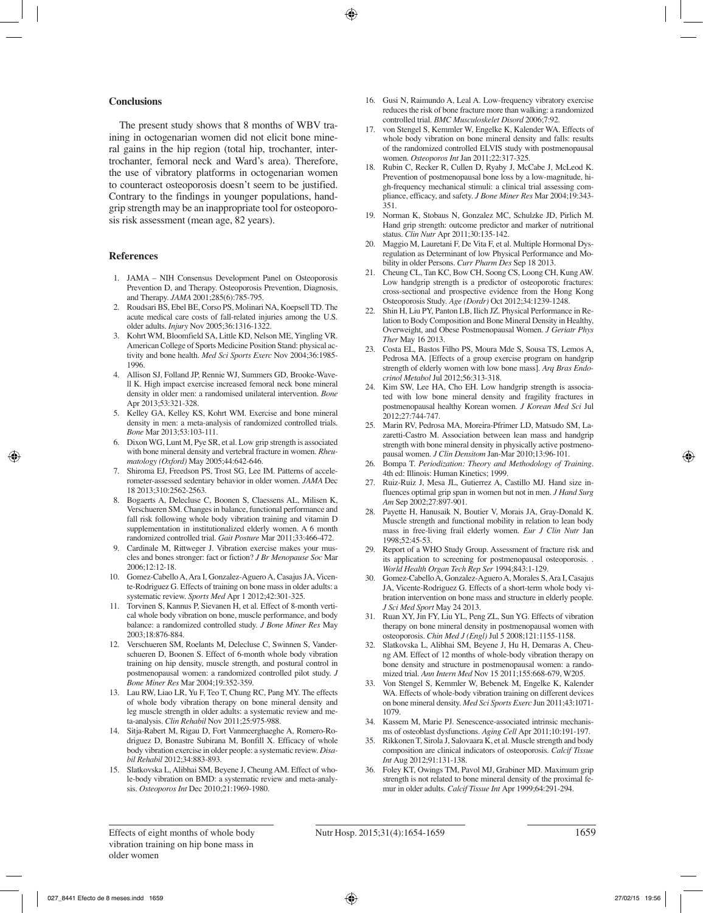## Conclusions

The present study shows that 8 months of WBV training in octogenarian women did not elicit bone mineral gains in the hip region (total hip, trochanter, intertrochanter, femoral neck and Ward's area). Therefore, the use of vibratory platforms in octogenarian women to counteract osteoporosis doesn't seem to be justified. Contrary to the findings in younger populations, handgrip strength may be an inappropriate tool for osteoporosis risk assessment (mean age, 82 years).

## References

1. JAMA – NIH Consensus Development Panel on Osteoporosis Prevention D, and Therapy. Osteoporosis Prevention, Diagnosis, and Therapy. *JAMA* 2001;285(6):785-795.
2. Roudsari BS, Ebel BE, Corso PS, Molinari NA, Koepsell TD. The acute medical care costs of fall-related injuries among the U.S. older adults. *Injury* Nov 2005;36:1316-1322.
3. Kohrt WM, Bloomfield SA, Little KD, Nelson ME, Yingling VR. American College of Sports Medicine Position Stand: physical activity and bone health. *Med Sci Sports Exerc* Nov 2004;36:1985-1996.
4. Allison SJ, Folland JP, Rennie WJ, Summers GD, Brooke-Wavell K. High impact exercise increased femoral neck bone mineral density in older men: a randomised unilateral intervention. *Bone* Apr 2013;53:321-328.
5. Kelley GA, Kelley KS, Kohrt WM. Exercise and bone mineral density in men: a meta-analysis of randomized controlled trials. *Bone* Mar 2013;53:103-111.
6. Dixon WG, Lunt M, Pye SR, et al. Low grip strength is associated with bone mineral density and vertebral fracture in women. *Rheumatology (Oxford)* May 2005;44:642-646.
7. Shiroma EJ, Freedson PS, Trost SG, Lee IM. Patterns of accelerometer-assessed sedentary behavior in older women. *JAMA* Dec 18 2013;310:2562-2563.
8. Bogaerts A, Delecluse C, Boonen S, Claessens AL, Milisen K, Verschueren SM. Changes in balance, functional performance and fall risk following whole body vibration training and vitamin D supplementation in institutionalized elderly women. A 6 month randomized controlled trial. *Gait Posture* Mar 2011;33:466-472.
9. Cardinale M, Rittweger J. Vibration exercise makes your muscles and bones stronger: fact or fiction? *J Br Menopause Soc* Mar 2006;12:12-18.
10. Gomez-Cabello A, Ara I, Gonzalez-Aguero A, Casajus JA, Vicente-Rodriguez G. Effects of training on bone mass in older adults: a systematic review. *Sports Med* Apr 1 2012;42:301-325.
11. Torvinen S, Kannus P, Sievanen H, et al. Effect of 8-month vertical whole body vibration on bone, muscle performance, and body balance: a randomized controlled study. *J Bone Miner Res* May 2003;18:876-884.
12. Verschueren SM, Roelants M, Delecluse C, Swinnen S, Vanderschueren D, Boonen S. Effect of 6-month whole body vibration training on hip density, muscle strength, and postural control in postmenopausal women: a randomized controlled pilot study. *J Bone Miner Res* Mar 2004;19:352-359.
13. Lau RW, Liao LR, Yu F, Teo T, Chung RC, Pang MY. The effects of whole body vibration therapy on bone mineral density and leg muscle strength in older adults: a systematic review and meta-analysis. *Clin Rehabil* Nov 2011;25:975-988.
14. Sitja-Rabert M, Rigau D, Fort Vanmeerghaeghe A, Romero-Rodriguez D, Bonastre Subirana M, Bonfill X. Efficacy of whole body vibration exercise in older people: a systematic review. *Disabil Rehabil* 2012;34:883-893.
15. Slatkovska L, Alibhai SM, Beyene J, Cheung AM. Effect of whole-body vibration on BMD: a systematic review and meta-analysis. *Osteoporos Int* Dec 2010;21:1969-1980.
16. Gusi N, Raimundo A, Leal A. Low-frequency vibratory exercise reduces the risk of bone fracture more than walking: a randomized controlled trial. *BMC Musculoskelet Disord* 2006;7:92.
17. von Stengel S, Kemmler W, Engelke K, Kalender WA. Effects of whole body vibration on bone mineral density and falls: results of the randomized controlled ELVIS study with postmenopausal women. *Osteoporos Int* Jan 2011;22:317-325.
18. Rubin C, Recker R, Cullen D, Ryaby J, McCabe J, McLeod K. Prevention of postmenopausal bone loss by a low-magnitude, high-frequency mechanical stimuli: a clinical trial assessing compliance, efficacy, and safety. *J Bone Miner Res* Mar 2004;19:343-351.
19. Norman K, Stobaus N, Gonzalez MC, Schulzke JD, Pirlich M. Hand grip strength: outcome predictor and marker of nutritional status. *Clin Nutr* Apr 2011;30:135-142.
20. Maggio M, Lauretani F, De Vita F, et al. Multiple Hormonal Dysregulation as Determinant of low Physical Performance and Mobility in older Persons. *Curr Pharm Des* Sep 18 2013.
21. Cheung CL, Tan KC, Bow CH, Soong CS, Loong CH, Kung AW. Low handgrip strength is a predictor of osteoporotic fractures: cross-sectional and prospective evidence from the Hong Kong Osteoporosis Study. *Age (Dordr)* Oct 2012;34:1239-1248.
22. Shin H, Liu PY, Panton LB, Ilich JZ. Physical Performance in Relation to Body Composition and Bone Mineral Density in Healthy, Overweight, and Obese Postmenopausal Women. *J Geriatr Phys Ther* May 16 2013.
23. Costa EL, Bastos Filho PS, Moura Mde S, Sousa TS, Lemos A, Pedrosa MA. [Effects of a group exercise program on handgrip strength of elderly women with low bone mass]. *Arq Bras Endocrinol Metabol* Jul 2012;56:313-318.
24. Kim SW, Lee HA, Cho EH. Low handgrip strength is associated with low bone mineral density and fragility fractures in postmenopausal healthy Korean women. *J Korean Med Sci* Jul 2012;27:744-747.
25. Marin RV, Pedrosa MA, Moreira-Pfrimer LD, Matsudo SM, Lazaretti-Castro M. Association between lean mass and handgrip strength with bone mineral density in physically active postmenopausal women. *J Clin Densitom* Jan-Mar 2010;13:96-101.
26. Bompa T. *Periodization: Theory and Methodology of Training*. 4th ed: Illinois: Human Kinetics; 1999.
27. Ruiz-Ruiz J, Mesa JL, Gutierrez A, Castillo MJ. Hand size influences optimal grip span in women but not in men. *J Hand Surg Am* Sep 2002;27:897-901.
28. Payette H, Hanusaik N, Boutier V, Morais JA, Gray-Donald K. Muscle strength and functional mobility in relation to lean body mass in free-living frail elderly women. *Eur J Clin Nutr* Jan 1998;52:45-53.
29. Report of a WHO Study Group. Assessment of fracture risk and its application to screening for postmenopausal osteoporosis. . *World Health Organ Tech Rep Ser* 1994;843:1-129.
30. Gomez-Cabello A, Gonzalez-Aguero A, Morales S, Ara I, Casajus JA, Vicente-Rodriguez G. Effects of a short-term whole body vibration intervention on bone mass and structure in elderly people. *J Sci Med Sport* May 24 2013.
31. Ruan XY, Jin FY, Liu YL, Peng ZL, Sun YG. Effects of vibration therapy on bone mineral density in postmenopausal women with osteoporosis. *Chin Med J (Engl)* Jul 5 2008;121:1155-1158.
32. Slatkovska L, Alibhai SM, Beyene J, Hu H, Demaras A, Cheung AM. Effect of 12 months of whole-body vibration therapy on bone density and structure in postmenopausal women: a randomized trial. *Ann Intern Med* Nov 15 2011;155:668-679, W205.
33. Von Stengel S, Kemmler W, Bebenek M, Engelke K, Kalender WA. Effects of whole-body vibration training on different devices on bone mineral density. *Med Sci Sports Exerc* Jun 2011;43:1071-1079.
34. Kassem M, Marie PJ. Senescence-associated intrinsic mechanisms of osteoblast dysfunctions. *Aging Cell* Apr 2011;10:191-197.
35. Rikkonen T, Sirola J, Salovaara K, et al. Muscle strength and body composition are clinical indicators of osteoporosis. *Calcif Tissue Int* Aug 2012;91:131-138.
36. Foley KT, Owings TM, Pavol MJ, Grabiner MD. Maximum grip strength is not related to bone mineral density of the proximal femur in older adults. *Calcif Tissue Int* Apr 1999;64:291-294.